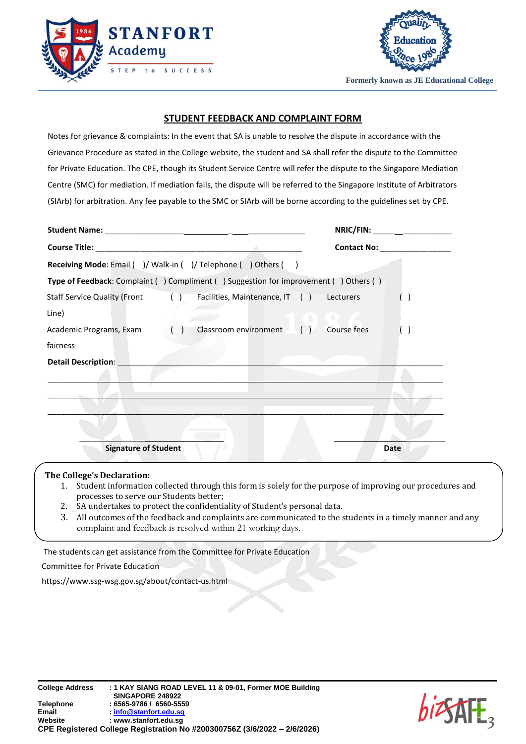STANFORT Academy

STEP to SUCCESS

Formerly known as JE Educational College

## STUDENT FEEDBACK AND COMPLAINT FORM

Notes for grievance & complaints: In the event that SA is unable to resolve the dispute in accordance with the Grievance Procedure as stated in the College website, the student and SA shall refer the dispute to the Committee for Private Education. The CPE, though its Student Service Centre will refer the dispute to the Singapore Mediation Centre (SMC) for mediation. If mediation fails, the dispute will be referred to the Singapore Institute of Arbitrators (SIArb) for arbitration. Any fee payable to the SMC or SIArb will be borne according to the guidelines set by CPE.

**Student Name:** ______________________________________________ **NRIC/FIN:** ____________________

**Course Title:** _________________________________________________ **Contact No:** ________________

**Receiving Mode**: Email ( )/ Walk-in ( )/ Telephone ( ) Others ( )

**Type of Feedback**: Complaint ( ) Compliment ( ) Suggestion for improvement ( ) Others ( )

| | | | | | |
|---|---|---|---|---|---|
| Staff Service Quality (Front Line) | ( ) | Facilities, Maintenance, IT | ( ) | Lecturers | ( ) |
| Academic Programs, Exam fairness | ( ) | Classroom environment | ( ) | Course fees | ( ) |

**Detail Description**: ____________________________________________________________________

______________________________________________________________________________________

______________________________________________________________________________________

______________________________________________________________________________________

____________________________ ____________________

**Signature of Student** **Date**

**The College's Declaration:**

1. Student information collected through this form is solely for the purpose of improving our procedures and processes to serve our Students better;
2. SA undertakes to protect the confidentiality of Student's personal data.
3. All outcomes of the feedback and complaints are communicated to the students in a timely manner and any complaint and feedback is resolved within 21 working days.

The students can get assistance from the Committee for Private Education

Committee for Private Education

https://www.ssg-wsg.gov.sg/about/contact-us.html

**College Address** : **1 KAY SIANG ROAD LEVEL 11 & 09-01, Former MOE Building SINGAPORE 248922**
**Telephone** : **6565-9786 / 6560-5559**
**Email** : **info@stanfort.edu.sg**
**Website** : **www.stanfort.edu.sg**
**CPE Registered College Registration No #200300756Z (3/6/2022 – 2/6/2026)**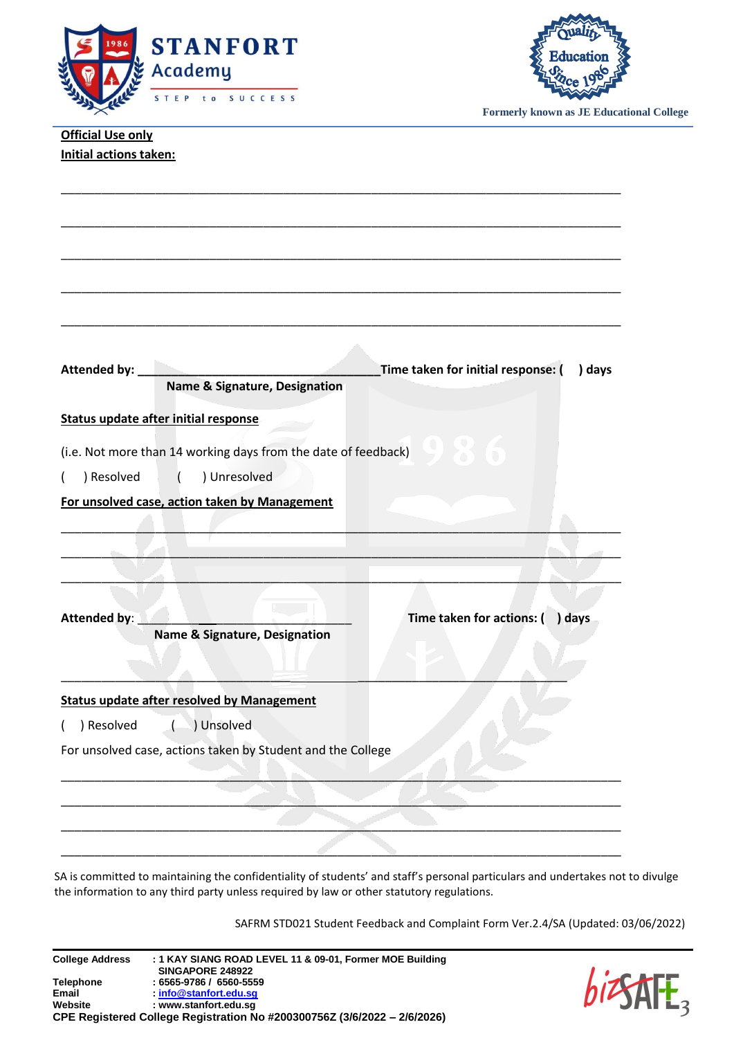**Stanfort Academy**

STEP to SUCCESS

Formerly known as JE Educational College

**Official Use only**

**Initial actions taken:**

\_\_\_\_\_\_\_\_\_\_\_\_\_\_\_\_\_\_\_\_\_\_\_\_\_\_\_\_\_\_\_\_\_\_\_\_\_\_\_\_\_\_\_\_\_\_\_\_\_\_\_\_\_\_\_\_\_\_\_\_\_\_\_\_\_\_\_\_\_\_\_\_\_\_\_\_

\_\_\_\_\_\_\_\_\_\_\_\_\_\_\_\_\_\_\_\_\_\_\_\_\_\_\_\_\_\_\_\_\_\_\_\_\_\_\_\_\_\_\_\_\_\_\_\_\_\_\_\_\_\_\_\_\_\_\_\_\_\_\_\_\_\_\_\_\_\_\_\_\_\_\_\_

\_\_\_\_\_\_\_\_\_\_\_\_\_\_\_\_\_\_\_\_\_\_\_\_\_\_\_\_\_\_\_\_\_\_\_\_\_\_\_\_\_\_\_\_\_\_\_\_\_\_\_\_\_\_\_\_\_\_\_\_\_\_\_\_\_\_\_\_\_\_\_\_\_\_\_\_

\_\_\_\_\_\_\_\_\_\_\_\_\_\_\_\_\_\_\_\_\_\_\_\_\_\_\_\_\_\_\_\_\_\_\_\_\_\_\_\_\_\_\_\_\_\_\_\_\_\_\_\_\_\_\_\_\_\_\_\_\_\_\_\_\_\_\_\_\_\_\_\_\_\_\_\_

\_\_\_\_\_\_\_\_\_\_\_\_\_\_\_\_\_\_\_\_\_\_\_\_\_\_\_\_\_\_\_\_\_\_\_\_\_\_\_\_\_\_\_\_\_\_\_\_\_\_\_\_\_\_\_\_\_\_\_\_\_\_\_\_\_\_\_\_\_\_\_\_\_\_\_\_

**Attended by: \_\_\_\_\_\_\_\_\_\_\_\_\_\_\_\_\_\_\_\_\_\_\_\_\_\_\_\_\_\_\_\_\_\_\_ Time taken for initial response: (    ) days**

**Name & Signature, Designation**

**Status update after initial response**

(i.e. Not more than 14 working days from the date of feedback)

(    ) Resolved    (    ) Unresolved

**For unsolved case, action taken by Management**

\_\_\_\_\_\_\_\_\_\_\_\_\_\_\_\_\_\_\_\_\_\_\_\_\_\_\_\_\_\_\_\_\_\_\_\_\_\_\_\_\_\_\_\_\_\_\_\_\_\_\_\_\_\_\_\_\_\_\_\_\_\_\_\_\_\_\_\_\_\_\_\_\_\_\_\_

\_\_\_\_\_\_\_\_\_\_\_\_\_\_\_\_\_\_\_\_\_\_\_\_\_\_\_\_\_\_\_\_\_\_\_\_\_\_\_\_\_\_\_\_\_\_\_\_\_\_\_\_\_\_\_\_\_\_\_\_\_\_\_\_\_\_\_\_\_\_\_\_\_\_\_\_

\_\_\_\_\_\_\_\_\_\_\_\_\_\_\_\_\_\_\_\_\_\_\_\_\_\_\_\_\_\_\_\_\_\_\_\_\_\_\_\_\_\_\_\_\_\_\_\_\_\_\_\_\_\_\_\_\_\_\_\_\_\_\_\_\_\_\_\_\_\_\_\_\_\_\_\_

**Attended by: \_\_\_\_\_\_\_\_\_\_\_\_\_\_\_\_\_\_\_\_\_\_\_\_\_\_\_\_\_\_\_\_ Time taken for actions: (    ) days**

**Name & Signature, Designation**

\_\_\_\_\_\_\_\_\_\_\_\_\_\_\_\_\_\_\_\_\_\_\_\_\_\_\_\_\_\_\_\_\_\_\_\_\_\_\_\_\_\_\_\_\_\_\_\_\_\_\_\_\_\_\_\_\_\_\_\_\_\_\_\_\_\_\_\_\_\_\_\_

**Status update after resolved by Management**

(    ) Resolved    (    ) Unsolved

For unsolved case, actions taken by Student and the College

\_\_\_\_\_\_\_\_\_\_\_\_\_\_\_\_\_\_\_\_\_\_\_\_\_\_\_\_\_\_\_\_\_\_\_\_\_\_\_\_\_\_\_\_\_\_\_\_\_\_\_\_\_\_\_\_\_\_\_\_\_\_\_\_\_\_\_\_\_\_\_\_\_\_\_\_

\_\_\_\_\_\_\_\_\_\_\_\_\_\_\_\_\_\_\_\_\_\_\_\_\_\_\_\_\_\_\_\_\_\_\_\_\_\_\_\_\_\_\_\_\_\_\_\_\_\_\_\_\_\_\_\_\_\_\_\_\_\_\_\_\_\_\_\_\_\_\_\_\_\_\_\_

\_\_\_\_\_\_\_\_\_\_\_\_\_\_\_\_\_\_\_\_\_\_\_\_\_\_\_\_\_\_\_\_\_\_\_\_\_\_\_\_\_\_\_\_\_\_\_\_\_\_\_\_\_\_\_\_\_\_\_\_\_\_\_\_\_\_\_\_\_\_\_\_\_\_\_\_

\_\_\_\_\_\_\_\_\_\_\_\_\_\_\_\_\_\_\_\_\_\_\_\_\_\_\_\_\_\_\_\_\_\_\_\_\_\_\_\_\_\_\_\_\_\_\_\_\_\_\_\_\_\_\_\_\_\_\_\_\_\_\_\_\_\_\_\_\_\_\_\_\_\_\_\_

SA is committed to maintaining the confidentiality of students' and staff's personal particulars and undertakes not to divulge the information to any third party unless required by law or other statutory regulations.

SAFRM STD021 Student Feedback and Complaint Form Ver.2.4/SA (Updated: 03/06/2022)

**College Address** : **1 KAY SIANG ROAD LEVEL 11 & 09-01, Former MOE Building SINGAPORE 248922**
**Telephone** : **6565-9786 / 6560-5559**
**Email** : **info@stanfort.edu.sg**
**Website** : **www.stanfort.edu.sg**
**CPE Registered College Registration No #200300756Z (3/6/2022 – 2/6/2026)**